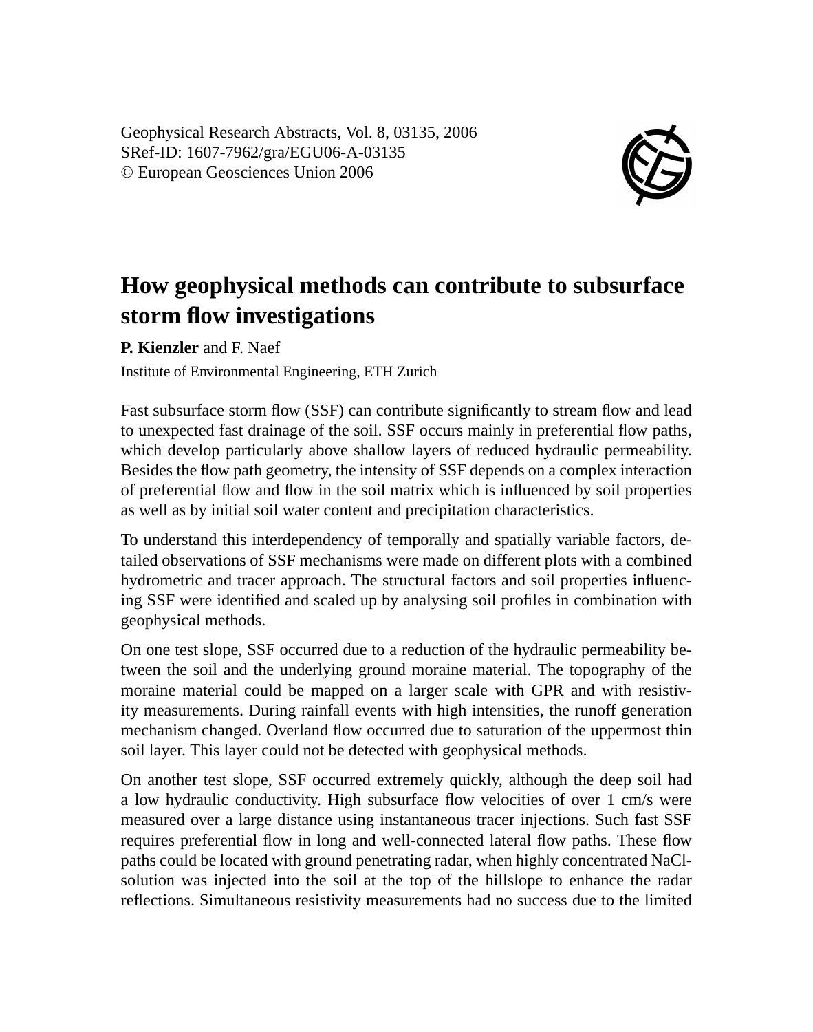Geophysical Research Abstracts, Vol. 8, 03135, 2006
SRef-ID: 1607-7962/gra/EGU06-A-03135
© European Geosciences Union 2006

# How geophysical methods can contribute to subsurface storm flow investigations

**P. Kienzler** and F. Naef

Institute of Environmental Engineering, ETH Zurich

Fast subsurface storm flow (SSF) can contribute significantly to stream flow and lead to unexpected fast drainage of the soil. SSF occurs mainly in preferential flow paths, which develop particularly above shallow layers of reduced hydraulic permeability. Besides the flow path geometry, the intensity of SSF depends on a complex interaction of preferential flow and flow in the soil matrix which is influenced by soil properties as well as by initial soil water content and precipitation characteristics.

To understand this interdependency of temporally and spatially variable factors, detailed observations of SSF mechanisms were made on different plots with a combined hydrometric and tracer approach. The structural factors and soil properties influencing SSF were identified and scaled up by analysing soil profiles in combination with geophysical methods.

On one test slope, SSF occurred due to a reduction of the hydraulic permeability between the soil and the underlying ground moraine material. The topography of the moraine material could be mapped on a larger scale with GPR and with resistivity measurements. During rainfall events with high intensities, the runoff generation mechanism changed. Overland flow occurred due to saturation of the uppermost thin soil layer. This layer could not be detected with geophysical methods.

On another test slope, SSF occurred extremely quickly, although the deep soil had a low hydraulic conductivity. High subsurface flow velocities of over 1 cm/s were measured over a large distance using instantaneous tracer injections. Such fast SSF requires preferential flow in long and well-connected lateral flow paths. These flow paths could be located with ground penetrating radar, when highly concentrated NaCl-solution was injected into the soil at the top of the hillslope to enhance the radar reflections. Simultaneous resistivity measurements had no success due to the limited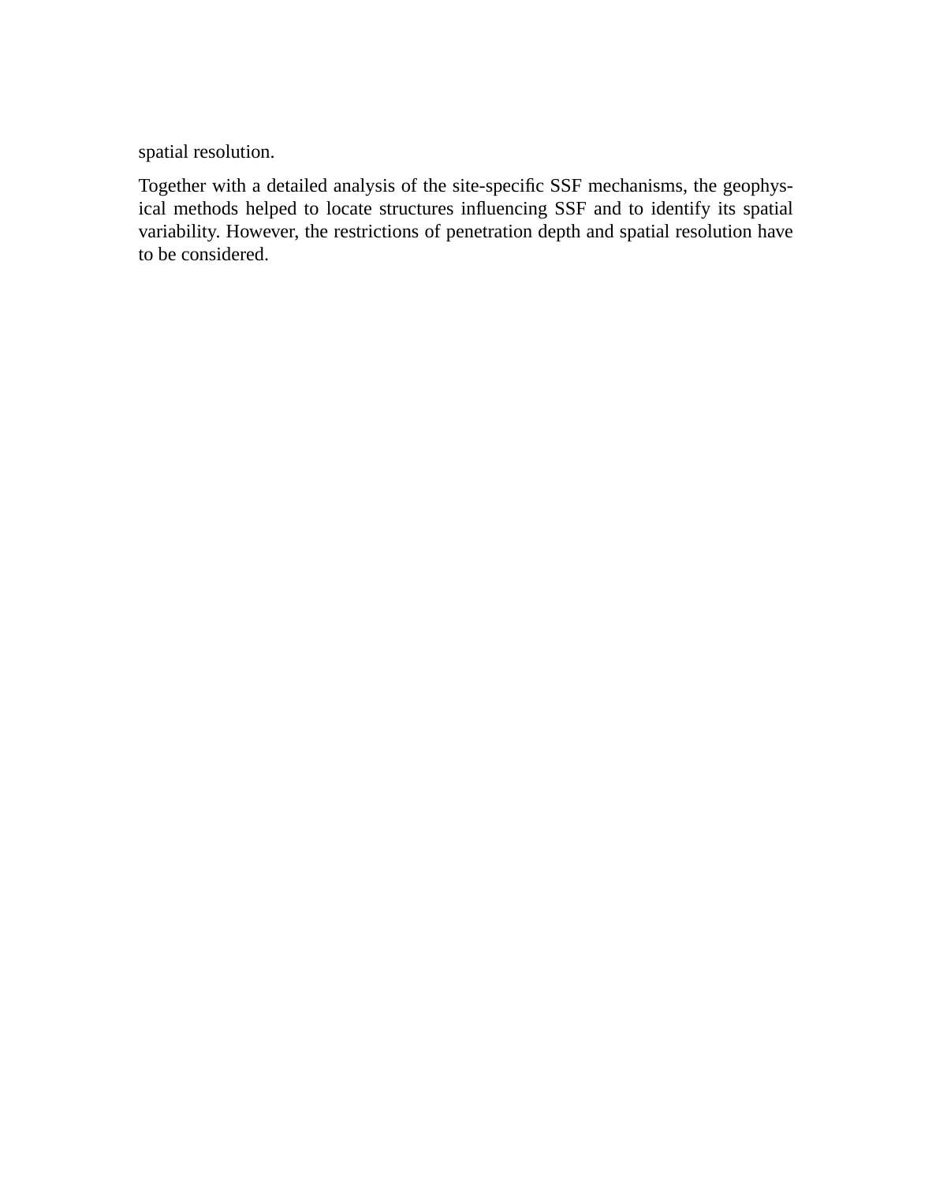spatial resolution.

Together with a detailed analysis of the site-specific SSF mechanisms, the geophysical methods helped to locate structures influencing SSF and to identify its spatial variability. However, the restrictions of penetration depth and spatial resolution have to be considered.